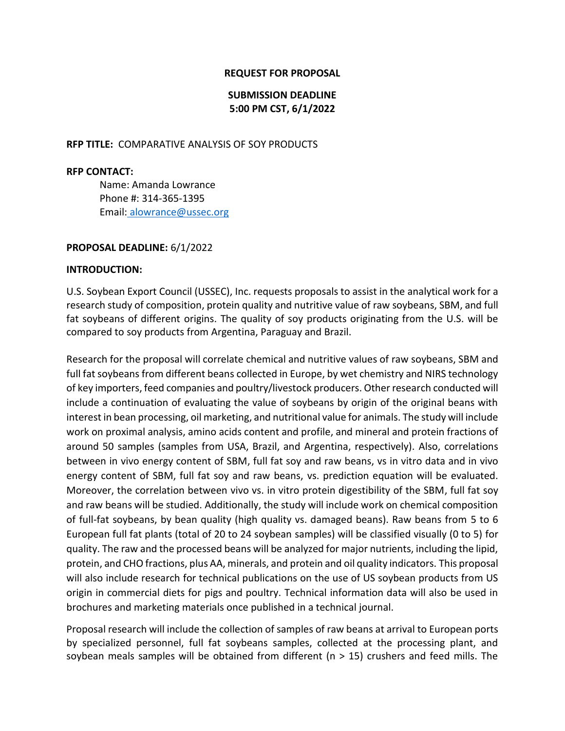**REQUEST FOR PROPOSAL**

**SUBMISSION DEADLINE**
**5:00 PM CST, 6/1/2022**

**RFP TITLE:** COMPARATIVE ANALYSIS OF SOY PRODUCTS

**RFP CONTACT:**

Name: Amanda Lowrance
Phone #: 314-365-1395
Email: alowrance@ussec.org

**PROPOSAL DEADLINE:** 6/1/2022

**INTRODUCTION:**

U.S. Soybean Export Council (USSEC), Inc. requests proposals to assist in the analytical work for a research study of composition, protein quality and nutritive value of raw soybeans, SBM, and full fat soybeans of different origins. The quality of soy products originating from the U.S. will be compared to soy products from Argentina, Paraguay and Brazil.

Research for the proposal will correlate chemical and nutritive values of raw soybeans, SBM and full fat soybeans from different beans collected in Europe, by wet chemistry and NIRS technology of key importers, feed companies and poultry/livestock producers. Other research conducted will include a continuation of evaluating the value of soybeans by origin of the original beans with interest in bean processing, oil marketing, and nutritional value for animals. The study will include work on proximal analysis, amino acids content and profile, and mineral and protein fractions of around 50 samples (samples from USA, Brazil, and Argentina, respectively). Also, correlations between in vivo energy content of SBM, full fat soy and raw beans, vs in vitro data and in vivo energy content of SBM, full fat soy and raw beans, vs. prediction equation will be evaluated. Moreover, the correlation between vivo vs. in vitro protein digestibility of the SBM, full fat soy and raw beans will be studied. Additionally, the study will include work on chemical composition of full-fat soybeans, by bean quality (high quality vs. damaged beans). Raw beans from 5 to 6 European full fat plants (total of 20 to 24 soybean samples) will be classified visually (0 to 5) for quality. The raw and the processed beans will be analyzed for major nutrients, including the lipid, protein, and CHO fractions, plus AA, minerals, and protein and oil quality indicators. This proposal will also include research for technical publications on the use of US soybean products from US origin in commercial diets for pigs and poultry. Technical information data will also be used in brochures and marketing materials once published in a technical journal.

Proposal research will include the collection of samples of raw beans at arrival to European ports by specialized personnel, full fat soybeans samples, collected at the processing plant, and soybean meals samples will be obtained from different (n > 15) crushers and feed mills. The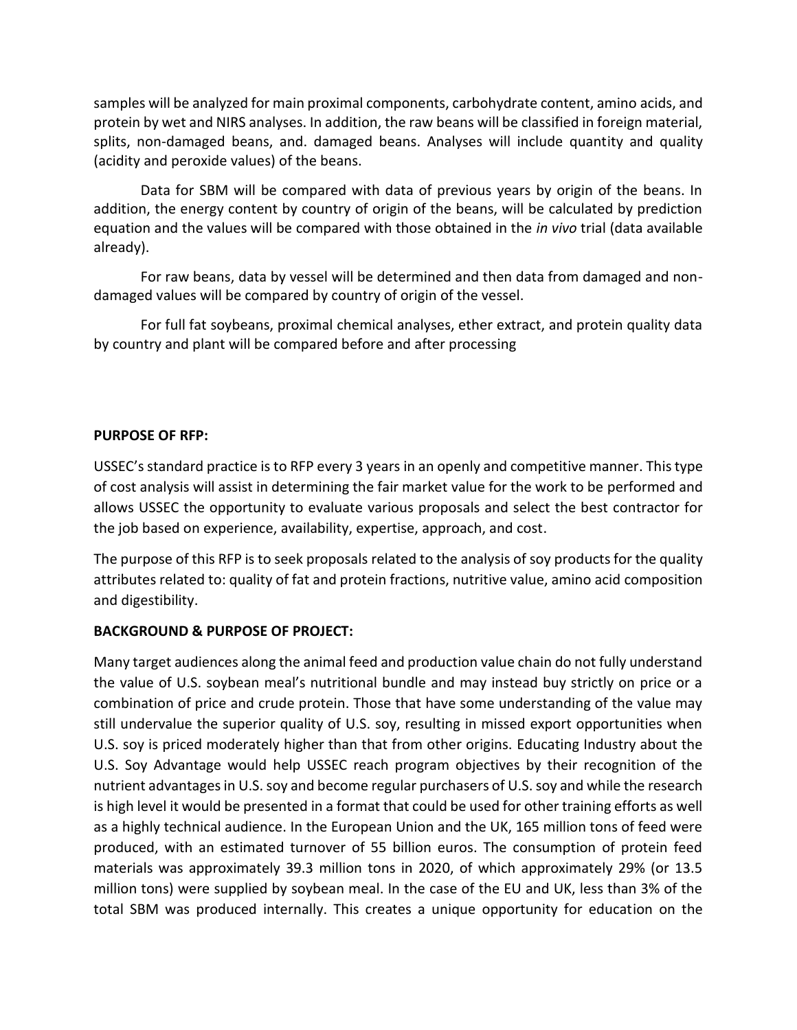samples will be analyzed for main proximal components, carbohydrate content, amino acids, and protein by wet and NIRS analyses. In addition, the raw beans will be classified in foreign material, splits, non-damaged beans, and. damaged beans. Analyses will include quantity and quality (acidity and peroxide values) of the beans.

Data for SBM will be compared with data of previous years by origin of the beans. In addition, the energy content by country of origin of the beans, will be calculated by prediction equation and the values will be compared with those obtained in the *in vivo* trial (data available already).

For raw beans, data by vessel will be determined and then data from damaged and non-damaged values will be compared by country of origin of the vessel.

For full fat soybeans, proximal chemical analyses, ether extract, and protein quality data by country and plant will be compared before and after processing

**PURPOSE OF RFP:**

USSEC's standard practice is to RFP every 3 years in an openly and competitive manner. This type of cost analysis will assist in determining the fair market value for the work to be performed and allows USSEC the opportunity to evaluate various proposals and select the best contractor for the job based on experience, availability, expertise, approach, and cost.

The purpose of this RFP is to seek proposals related to the analysis of soy products for the quality attributes related to: quality of fat and protein fractions, nutritive value, amino acid composition and digestibility.

**BACKGROUND & PURPOSE OF PROJECT:**

Many target audiences along the animal feed and production value chain do not fully understand the value of U.S. soybean meal's nutritional bundle and may instead buy strictly on price or a combination of price and crude protein. Those that have some understanding of the value may still undervalue the superior quality of U.S. soy, resulting in missed export opportunities when U.S. soy is priced moderately higher than that from other origins. Educating Industry about the U.S. Soy Advantage would help USSEC reach program objectives by their recognition of the nutrient advantages in U.S. soy and become regular purchasers of U.S. soy and while the research is high level it would be presented in a format that could be used for other training efforts as well as a highly technical audience. In the European Union and the UK, 165 million tons of feed were produced, with an estimated turnover of 55 billion euros. The consumption of protein feed materials was approximately 39.3 million tons in 2020, of which approximately 29% (or 13.5 million tons) were supplied by soybean meal. In the case of the EU and UK, less than 3% of the total SBM was produced internally. This creates a unique opportunity for education on the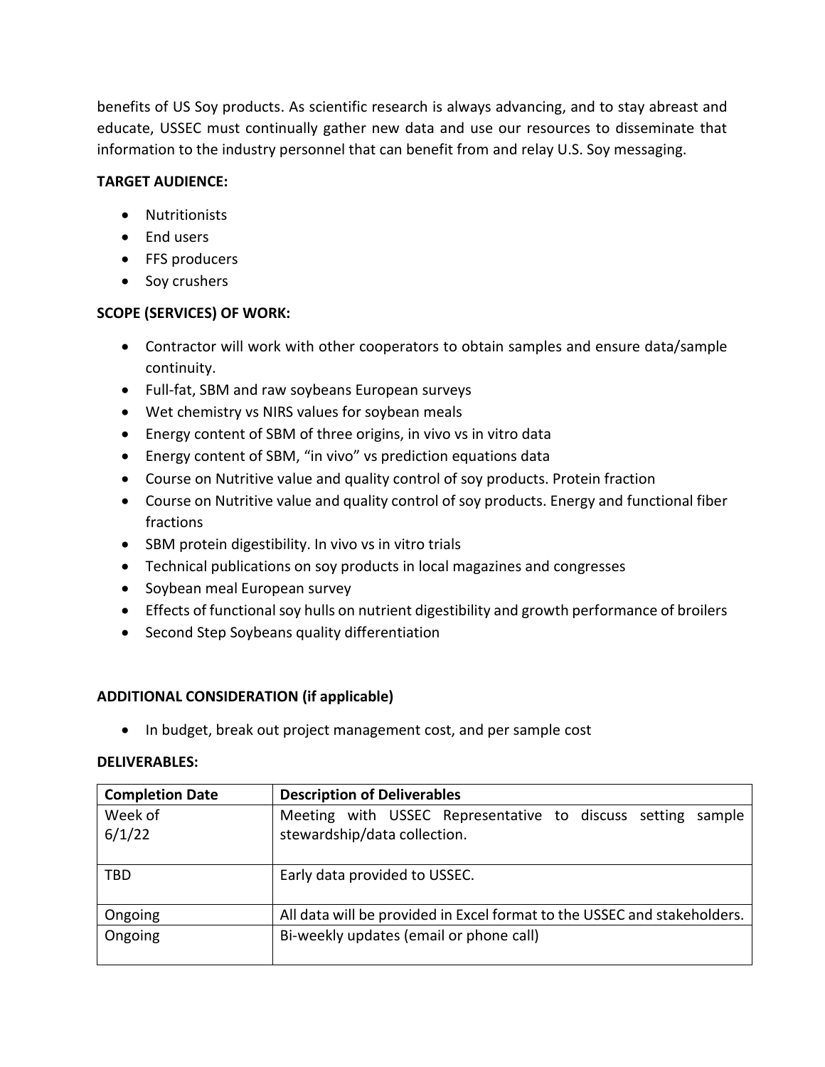benefits of US Soy products. As scientific research is always advancing, and to stay abreast and educate, USSEC must continually gather new data and use our resources to disseminate that information to the industry personnel that can benefit from and relay U.S. Soy messaging.

**TARGET AUDIENCE:**

- Nutritionists
- End users
- FFS producers
- Soy crushers

**SCOPE (SERVICES) OF WORK:**

- Contractor will work with other cooperators to obtain samples and ensure data/sample continuity.
- Full-fat, SBM and raw soybeans European surveys
- Wet chemistry vs NIRS values for soybean meals
- Energy content of SBM of three origins, in vivo vs in vitro data
- Energy content of SBM, "in vivo" vs prediction equations data
- Course on Nutritive value and quality control of soy products. Protein fraction
- Course on Nutritive value and quality control of soy products. Energy and functional fiber fractions
- SBM protein digestibility. In vivo vs in vitro trials
- Technical publications on soy products in local magazines and congresses
- Soybean meal European survey
- Effects of functional soy hulls on nutrient digestibility and growth performance of broilers
- Second Step Soybeans quality differentiation

**ADDITIONAL CONSIDERATION (if applicable)**

- In budget, break out project management cost, and per sample cost

**DELIVERABLES:**

| Completion Date | Description of Deliverables |
|---|---|
| Week of 6/1/22 | Meeting with USSEC Representative to discuss setting sample stewardship/data collection. |
| TBD | Early data provided to USSEC. |
| Ongoing | All data will be provided in Excel format to the USSEC and stakeholders. |
| Ongoing | Bi-weekly updates (email or phone call) |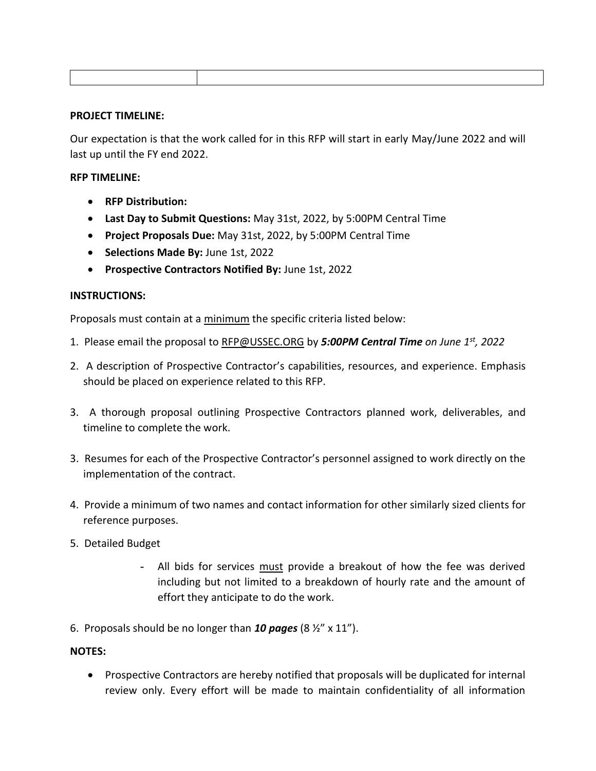| | |
|---|---|
| | |

**PROJECT TIMELINE:**

Our expectation is that the work called for in this RFP will start in early May/June 2022 and will last up until the FY end 2022.

**RFP TIMELINE:**

- **RFP Distribution:**
- **Last Day to Submit Questions:** May 31st, 2022, by 5:00PM Central Time
- **Project Proposals Due:** May 31st, 2022, by 5:00PM Central Time
- **Selections Made By:** June 1st, 2022
- **Prospective Contractors Notified By:** June 1st, 2022

**INSTRUCTIONS:**

Proposals must contain at a minimum the specific criteria listed below:

1. Please email the proposal to RFP@USSEC.ORG by ***5:00PM Central Time*** *on June 1st, 2022*
2. A description of Prospective Contractor's capabilities, resources, and experience. Emphasis should be placed on experience related to this RFP.
3. A thorough proposal outlining Prospective Contractors planned work, deliverables, and timeline to complete the work.
3. Resumes for each of the Prospective Contractor's personnel assigned to work directly on the implementation of the contract.
4. Provide a minimum of two names and contact information for other similarly sized clients for reference purposes.
5. Detailed Budget
   - All bids for services must provide a breakout of how the fee was derived including but not limited to a breakdown of hourly rate and the amount of effort they anticipate to do the work.
6. Proposals should be no longer than ***10 pages*** (8 ½" x 11").

**NOTES:**

- Prospective Contractors are hereby notified that proposals will be duplicated for internal review only. Every effort will be made to maintain confidentiality of all information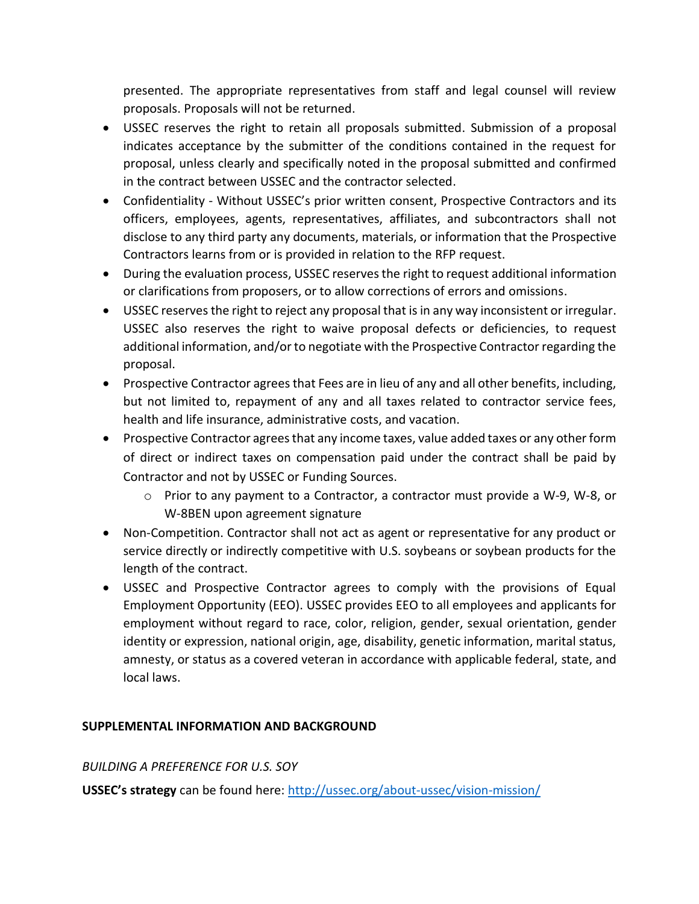presented. The appropriate representatives from staff and legal counsel will review proposals. Proposals will not be returned.

- USSEC reserves the right to retain all proposals submitted. Submission of a proposal indicates acceptance by the submitter of the conditions contained in the request for proposal, unless clearly and specifically noted in the proposal submitted and confirmed in the contract between USSEC and the contractor selected.
- Confidentiality - Without USSEC's prior written consent, Prospective Contractors and its officers, employees, agents, representatives, affiliates, and subcontractors shall not disclose to any third party any documents, materials, or information that the Prospective Contractors learns from or is provided in relation to the RFP request.
- During the evaluation process, USSEC reserves the right to request additional information or clarifications from proposers, or to allow corrections of errors and omissions.
- USSEC reserves the right to reject any proposal that is in any way inconsistent or irregular. USSEC also reserves the right to waive proposal defects or deficiencies, to request additional information, and/or to negotiate with the Prospective Contractor regarding the proposal.
- Prospective Contractor agrees that Fees are in lieu of any and all other benefits, including, but not limited to, repayment of any and all taxes related to contractor service fees, health and life insurance, administrative costs, and vacation.
- Prospective Contractor agrees that any income taxes, value added taxes or any other form of direct or indirect taxes on compensation paid under the contract shall be paid by Contractor and not by USSEC or Funding Sources.
  - Prior to any payment to a Contractor, a contractor must provide a W-9, W-8, or W-8BEN upon agreement signature
- Non-Competition. Contractor shall not act as agent or representative for any product or service directly or indirectly competitive with U.S. soybeans or soybean products for the length of the contract.
- USSEC and Prospective Contractor agrees to comply with the provisions of Equal Employment Opportunity (EEO). USSEC provides EEO to all employees and applicants for employment without regard to race, color, religion, gender, sexual orientation, gender identity or expression, national origin, age, disability, genetic information, marital status, amnesty, or status as a covered veteran in accordance with applicable federal, state, and local laws.

## SUPPLEMENTAL INFORMATION AND BACKGROUND

*BUILDING A PREFERENCE FOR U.S. SOY*

**USSEC's strategy** can be found here: [http://ussec.org/about-ussec/vision-mission/](http://ussec.org/about-ussec/vision-mission/)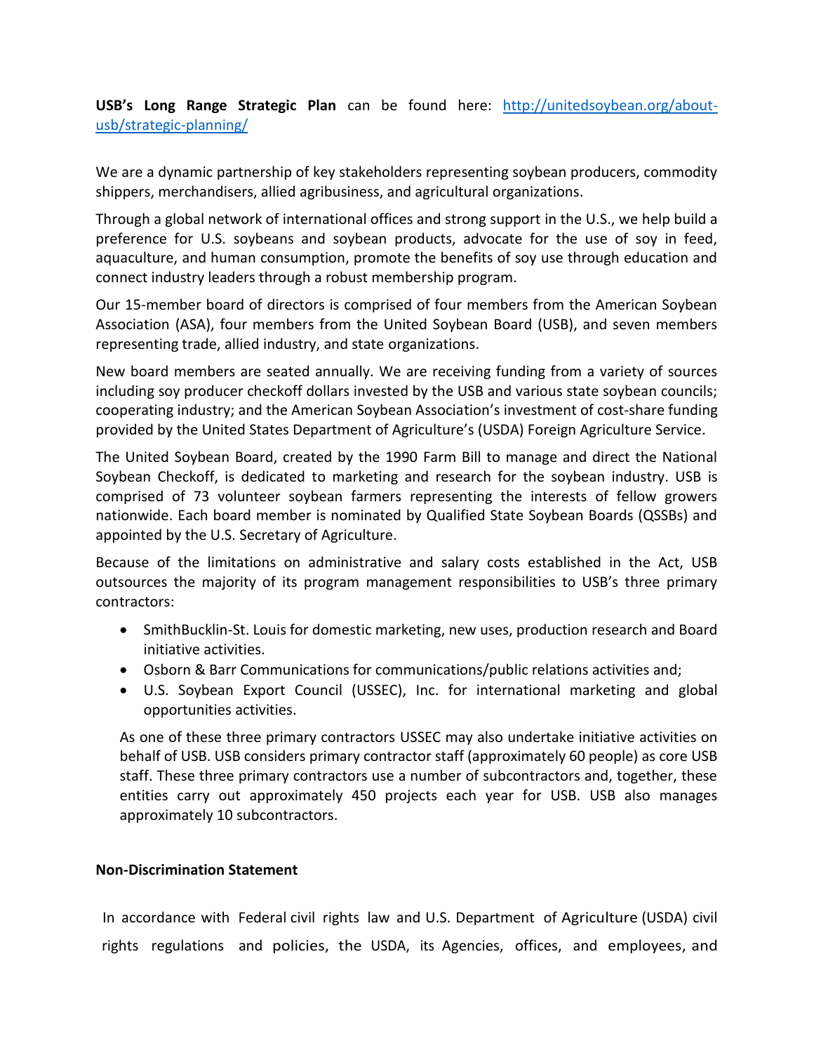**USB's Long Range Strategic Plan** can be found here: [http://unitedsoybean.org/about-usb/strategic-planning/](http://unitedsoybean.org/about-usb/strategic-planning/)

We are a dynamic partnership of key stakeholders representing soybean producers, commodity shippers, merchandisers, allied agribusiness, and agricultural organizations.

Through a global network of international offices and strong support in the U.S., we help build a preference for U.S. soybeans and soybean products, advocate for the use of soy in feed, aquaculture, and human consumption, promote the benefits of soy use through education and connect industry leaders through a robust membership program.

Our 15-member board of directors is comprised of four members from the American Soybean Association (ASA), four members from the United Soybean Board (USB), and seven members representing trade, allied industry, and state organizations.

New board members are seated annually. We are receiving funding from a variety of sources including soy producer checkoff dollars invested by the USB and various state soybean councils; cooperating industry; and the American Soybean Association's investment of cost-share funding provided by the United States Department of Agriculture's (USDA) Foreign Agriculture Service.

The United Soybean Board, created by the 1990 Farm Bill to manage and direct the National Soybean Checkoff, is dedicated to marketing and research for the soybean industry. USB is comprised of 73 volunteer soybean farmers representing the interests of fellow growers nationwide. Each board member is nominated by Qualified State Soybean Boards (QSSBs) and appointed by the U.S. Secretary of Agriculture.

Because of the limitations on administrative and salary costs established in the Act, USB outsources the majority of its program management responsibilities to USB's three primary contractors:

- SmithBucklin-St. Louis for domestic marketing, new uses, production research and Board initiative activities.
- Osborn & Barr Communications for communications/public relations activities and;
- U.S. Soybean Export Council (USSEC), Inc. for international marketing and global opportunities activities.

As one of these three primary contractors USSEC may also undertake initiative activities on behalf of USB. USB considers primary contractor staff (approximately 60 people) as core USB staff. These three primary contractors use a number of subcontractors and, together, these entities carry out approximately 450 projects each year for USB. USB also manages approximately 10 subcontractors.

**Non-Discrimination Statement**

In accordance with Federal civil rights law and U.S. Department of Agriculture (USDA) civil rights regulations and policies, the USDA, its Agencies, offices, and employees, and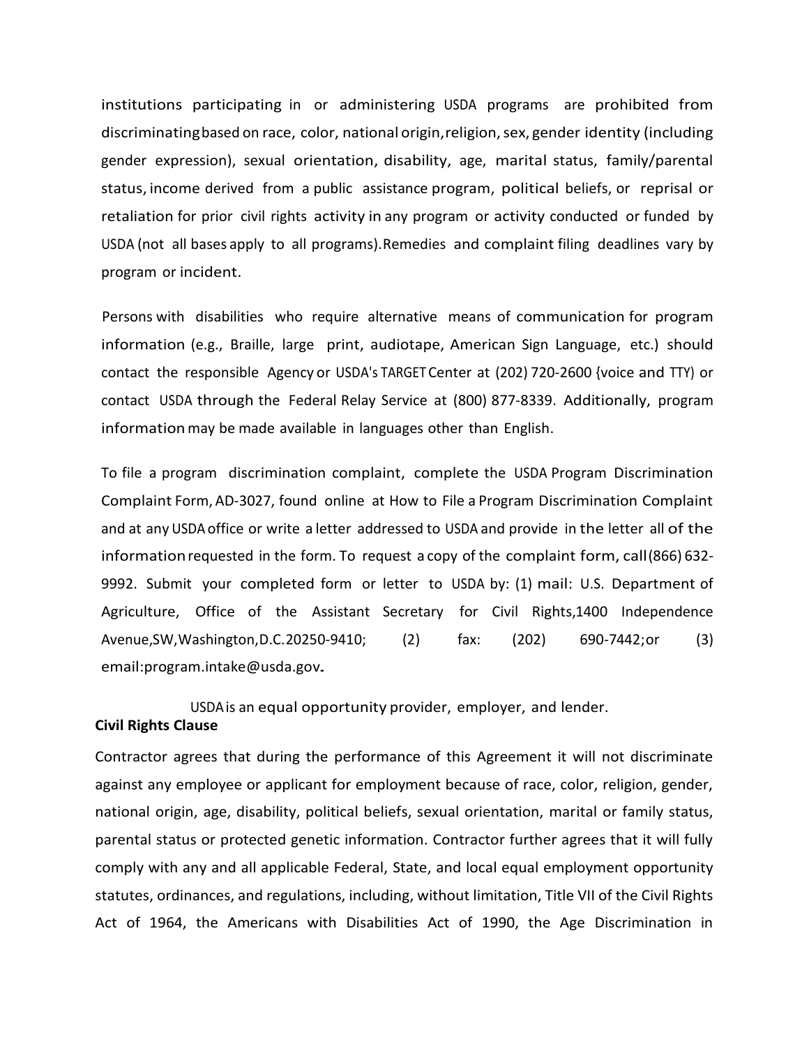institutions participating in or administering USDA programs are prohibited from discriminating based on race, color, national origin, religion, sex, gender identity (including gender expression), sexual orientation, disability, age, marital status, family/parental status, income derived from a public assistance program, political beliefs, or reprisal or retaliation for prior civil rights activity in any program or activity conducted or funded by USDA (not all bases apply to all programs). Remedies and complaint filing deadlines vary by program or incident.

Persons with disabilities who require alternative means of communication for program information (e.g., Braille, large print, audiotape, American Sign Language, etc.) should contact the responsible Agency or USDA's TARGET Center at (202) 720-2600 {voice and TTY) or contact USDA through the Federal Relay Service at (800) 877-8339. Additionally, program information may be made available in languages other than English.

To file a program discrimination complaint, complete the USDA Program Discrimination Complaint Form, AD-3027, found online at How to File a Program Discrimination Complaint and at any USDA office or write a letter addressed to USDA and provide in the letter all of the information requested in the form. To request a copy of the complaint form, call (866) 632-9992. Submit your completed form or letter to USDA by: (1) mail: U.S. Department of Agriculture, Office of the Assistant Secretary for Civil Rights, 1400 Independence Avenue, SW, Washington, D.C. 20250-9410; (2) fax: (202) 690-7442; or (3) email: program.intake@usda.gov.

USDA is an equal opportunity provider, employer, and lender.

**Civil Rights Clause**

Contractor agrees that during the performance of this Agreement it will not discriminate against any employee or applicant for employment because of race, color, religion, gender, national origin, age, disability, political beliefs, sexual orientation, marital or family status, parental status or protected genetic information. Contractor further agrees that it will fully comply with any and all applicable Federal, State, and local equal employment opportunity statutes, ordinances, and regulations, including, without limitation, Title VII of the Civil Rights Act of 1964, the Americans with Disabilities Act of 1990, the Age Discrimination in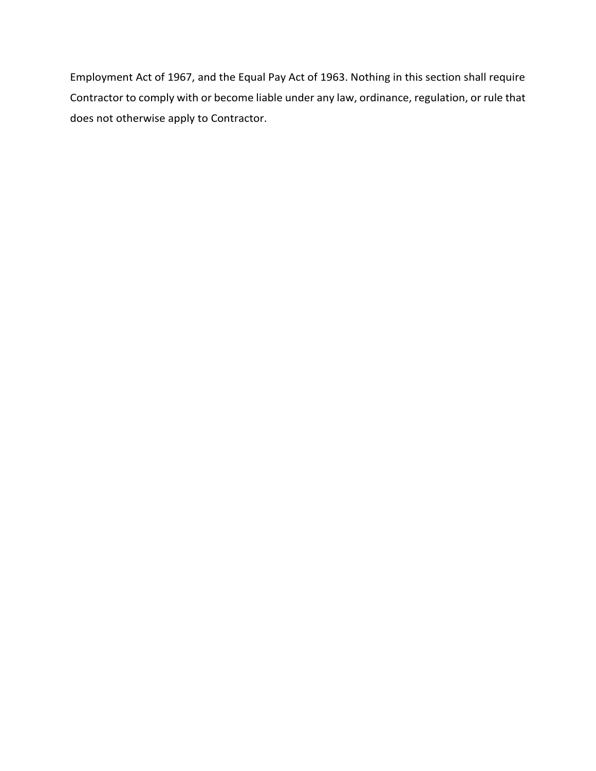Employment Act of 1967, and the Equal Pay Act of 1963. Nothing in this section shall require Contractor to comply with or become liable under any law, ordinance, regulation, or rule that does not otherwise apply to Contractor.